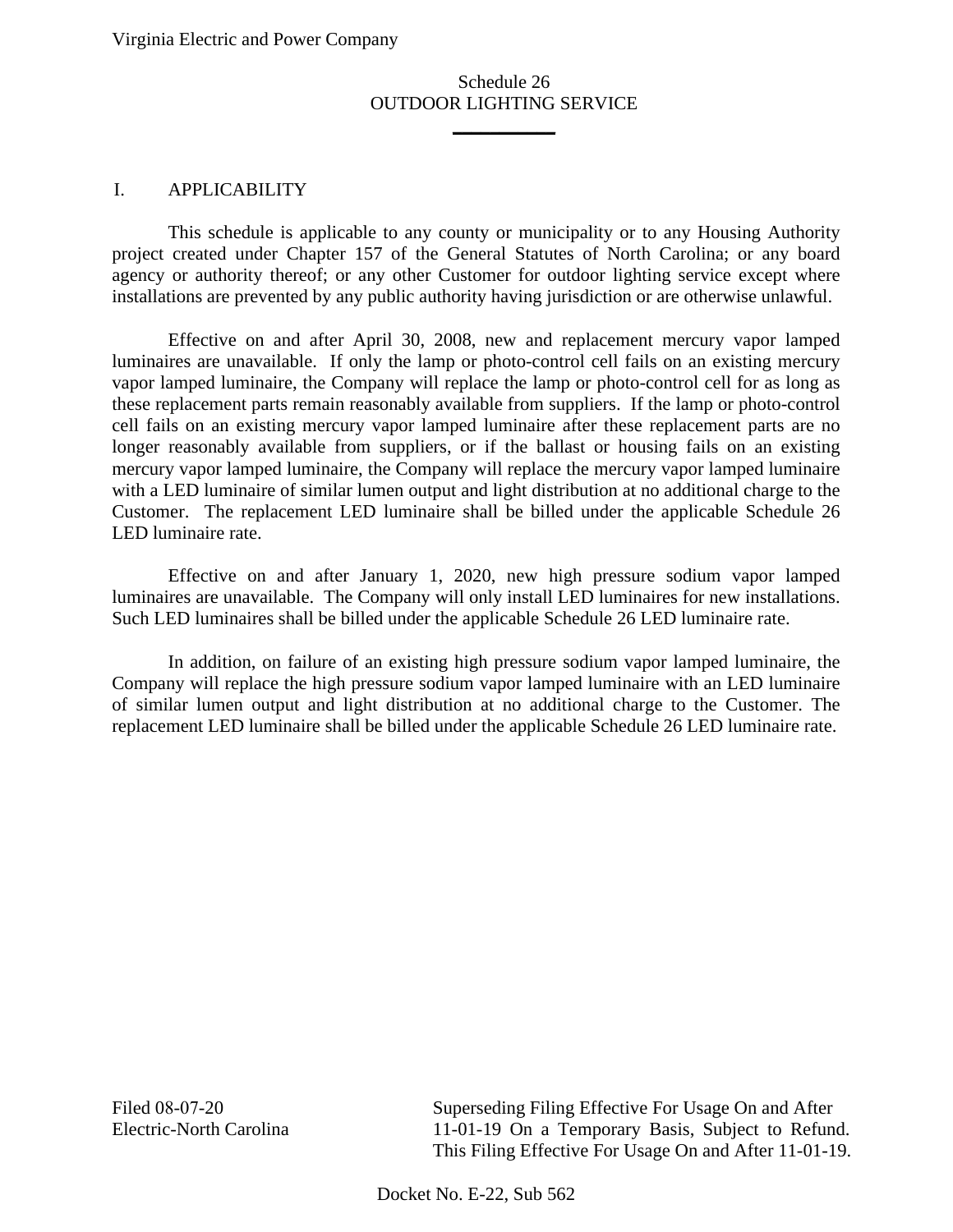Virginia Electric and Power Company

# Schedule 26
# OUTDOOR LIGHTING SERVICE

## I. APPLICABILITY

This schedule is applicable to any county or municipality or to any Housing Authority project created under Chapter 157 of the General Statutes of North Carolina; or any board agency or authority thereof; or any other Customer for outdoor lighting service except where installations are prevented by any public authority having jurisdiction or are otherwise unlawful.

Effective on and after April 30, 2008, new and replacement mercury vapor lamped luminaires are unavailable. If only the lamp or photo-control cell fails on an existing mercury vapor lamped luminaire, the Company will replace the lamp or photo-control cell for as long as these replacement parts remain reasonably available from suppliers. If the lamp or photo-control cell fails on an existing mercury vapor lamped luminaire after these replacement parts are no longer reasonably available from suppliers, or if the ballast or housing fails on an existing mercury vapor lamped luminaire, the Company will replace the mercury vapor lamped luminaire with a LED luminaire of similar lumen output and light distribution at no additional charge to the Customer. The replacement LED luminaire shall be billed under the applicable Schedule 26 LED luminaire rate.

Effective on and after January 1, 2020, new high pressure sodium vapor lamped luminaires are unavailable. The Company will only install LED luminaires for new installations. Such LED luminaires shall be billed under the applicable Schedule 26 LED luminaire rate.

In addition, on failure of an existing high pressure sodium vapor lamped luminaire, the Company will replace the high pressure sodium vapor lamped luminaire with an LED luminaire of similar lumen output and light distribution at no additional charge to the Customer. The replacement LED luminaire shall be billed under the applicable Schedule 26 LED luminaire rate.

Filed 08-07-20
Electric-North Carolina

Superseding Filing Effective For Usage On and After 11-01-19 On a Temporary Basis, Subject to Refund. This Filing Effective For Usage On and After 11-01-19.

Docket No. E-22, Sub 562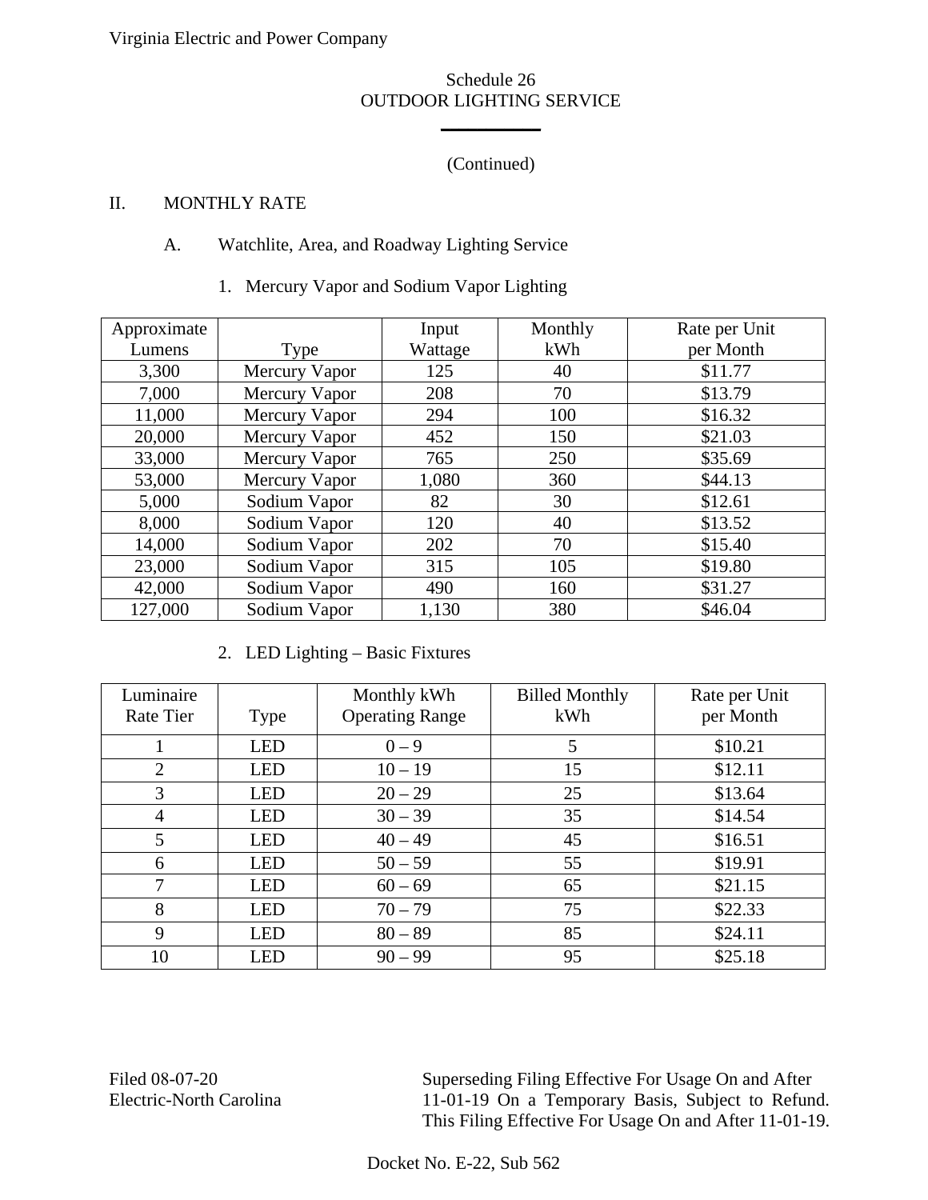Virginia Electric and Power Company

# Schedule 26
# OUTDOOR LIGHTING SERVICE

(Continued)

## II. MONTHLY RATE

### A. Watchlite, Area, and Roadway Lighting Service

#### 1. Mercury Vapor and Sodium Vapor Lighting

| Approximate Lumens | Type | Input Wattage | Monthly kWh | Rate per Unit per Month |
|---|---|---|---|---|
| 3,300 | Mercury Vapor | 125 | 40 | $11.77 |
| 7,000 | Mercury Vapor | 208 | 70 | $13.79 |
| 11,000 | Mercury Vapor | 294 | 100 | $16.32 |
| 20,000 | Mercury Vapor | 452 | 150 | $21.03 |
| 33,000 | Mercury Vapor | 765 | 250 | $35.69 |
| 53,000 | Mercury Vapor | 1,080 | 360 | $44.13 |
| 5,000 | Sodium Vapor | 82 | 30 | $12.61 |
| 8,000 | Sodium Vapor | 120 | 40 | $13.52 |
| 14,000 | Sodium Vapor | 202 | 70 | $15.40 |
| 23,000 | Sodium Vapor | 315 | 105 | $19.80 |
| 42,000 | Sodium Vapor | 490 | 160 | $31.27 |
| 127,000 | Sodium Vapor | 1,130 | 380 | $46.04 |

#### 2. LED Lighting – Basic Fixtures

| Luminaire Rate Tier | Type | Monthly kWh Operating Range | Billed Monthly kWh | Rate per Unit per Month |
|---|---|---|---|---|
| 1 | LED | 0 – 9 | 5 | $10.21 |
| 2 | LED | 10 – 19 | 15 | $12.11 |
| 3 | LED | 20 – 29 | 25 | $13.64 |
| 4 | LED | 30 – 39 | 35 | $14.54 |
| 5 | LED | 40 – 49 | 45 | $16.51 |
| 6 | LED | 50 – 59 | 55 | $19.91 |
| 7 | LED | 60 – 69 | 65 | $21.15 |
| 8 | LED | 70 – 79 | 75 | $22.33 |
| 9 | LED | 80 – 89 | 85 | $24.11 |
| 10 | LED | 90 – 99 | 95 | $25.18 |

Filed 08-07-20
Electric-North Carolina

Superseding Filing Effective For Usage On and After 11-01-19 On a Temporary Basis, Subject to Refund. This Filing Effective For Usage On and After 11-01-19.

Docket No. E-22, Sub 562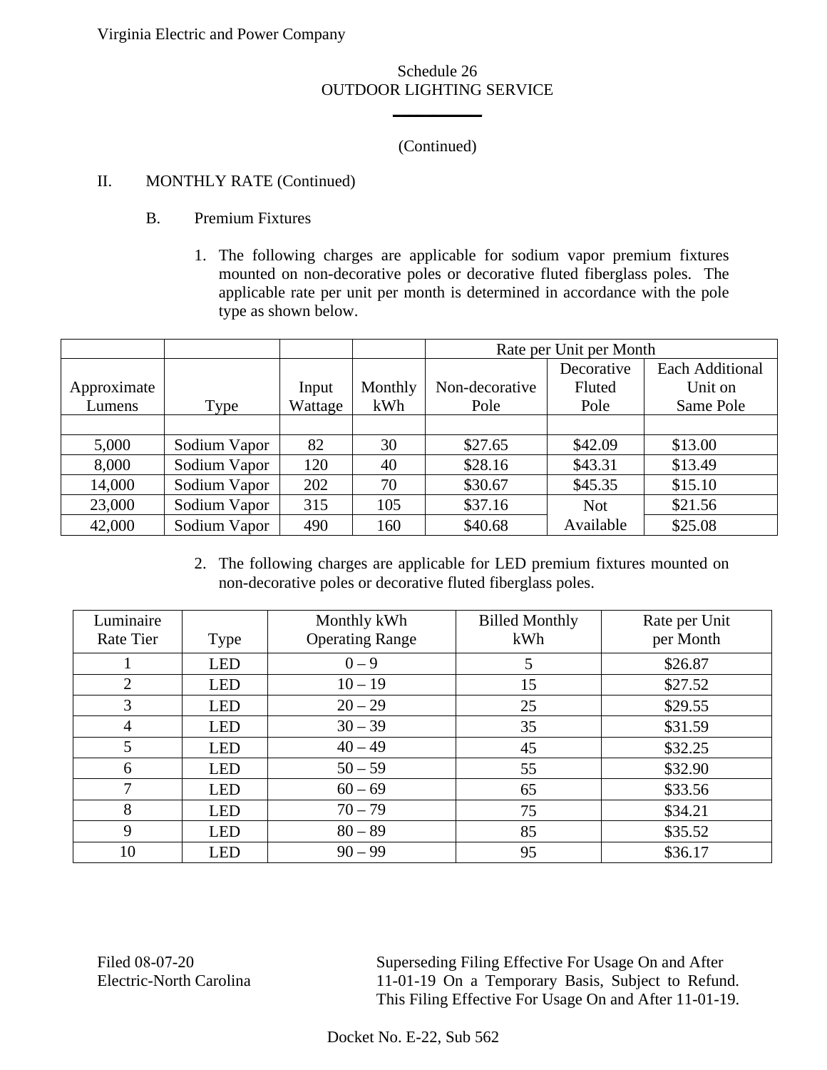Virginia Electric and Power Company

Schedule 26
OUTDOOR LIGHTING SERVICE

(Continued)

II. MONTHLY RATE (Continued)

B. Premium Fixtures

1. The following charges are applicable for sodium vapor premium fixtures mounted on non-decorative poles or decorative fluted fiberglass poles. The applicable rate per unit per month is determined in accordance with the pole type as shown below.

| | | | | Rate per Unit per Month | | |
|---|---|---|---|---|---|---|
| Approximate Lumens | Type | Input Wattage | Monthly kWh | Non-decorative Pole | Decorative Fluted Pole | Each Additional Unit on Same Pole |
| 5,000 | Sodium Vapor | 82 | 30 | $27.65 | $42.09 | $13.00 |
| 8,000 | Sodium Vapor | 120 | 40 | $28.16 | $43.31 | $13.49 |
| 14,000 | Sodium Vapor | 202 | 70 | $30.67 | $45.35 | $15.10 |
| 23,000 | Sodium Vapor | 315 | 105 | $37.16 | Not Available | $21.56 |
| 42,000 | Sodium Vapor | 490 | 160 | $40.68 | | $25.08 |

2. The following charges are applicable for LED premium fixtures mounted on non-decorative poles or decorative fluted fiberglass poles.

| Luminaire Rate Tier | Type | Monthly kWh Operating Range | Billed Monthly kWh | Rate per Unit per Month |
|---|---|---|---|---|
| 1 | LED | 0 – 9 | 5 | $26.87 |
| 2 | LED | 10 – 19 | 15 | $27.52 |
| 3 | LED | 20 – 29 | 25 | $29.55 |
| 4 | LED | 30 – 39 | 35 | $31.59 |
| 5 | LED | 40 – 49 | 45 | $32.25 |
| 6 | LED | 50 – 59 | 55 | $32.90 |
| 7 | LED | 60 – 69 | 65 | $33.56 |
| 8 | LED | 70 – 79 | 75 | $34.21 |
| 9 | LED | 80 – 89 | 85 | $35.52 |
| 10 | LED | 90 – 99 | 95 | $36.17 |

Filed 08-07-20
Electric-North Carolina

Superseding Filing Effective For Usage On and After 11-01-19 On a Temporary Basis, Subject to Refund. This Filing Effective For Usage On and After 11-01-19.

Docket No. E-22, Sub 562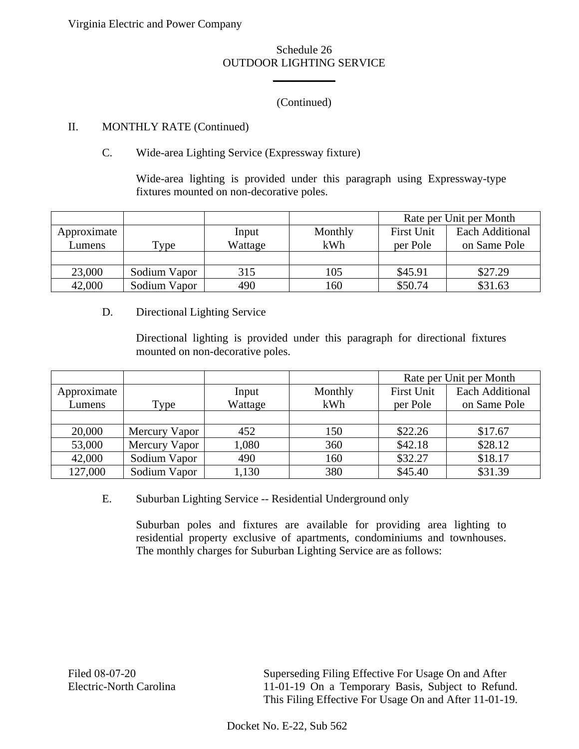Virginia Electric and Power Company

Schedule 26
OUTDOOR LIGHTING SERVICE

(Continued)

II. MONTHLY RATE (Continued)

C. Wide-area Lighting Service (Expressway fixture)

Wide-area lighting is provided under this paragraph using Expressway-type fixtures mounted on non-decorative poles.

| | | | | Rate per Unit per Month | |
|---|---|---|---|---|---|
| Approximate Lumens | Type | Input Wattage | Monthly kWh | First Unit per Pole | Each Additional on Same Pole |
| 23,000 | Sodium Vapor | 315 | 105 | $45.91 | $27.29 |
| 42,000 | Sodium Vapor | 490 | 160 | $50.74 | $31.63 |

D. Directional Lighting Service

Directional lighting is provided under this paragraph for directional fixtures mounted on non-decorative poles.

| | | | | Rate per Unit per Month | |
|---|---|---|---|---|---|
| Approximate Lumens | Type | Input Wattage | Monthly kWh | First Unit per Pole | Each Additional on Same Pole |
| 20,000 | Mercury Vapor | 452 | 150 | $22.26 | $17.67 |
| 53,000 | Mercury Vapor | 1,080 | 360 | $42.18 | $28.12 |
| 42,000 | Sodium Vapor | 490 | 160 | $32.27 | $18.17 |
| 127,000 | Sodium Vapor | 1,130 | 380 | $45.40 | $31.39 |

E. Suburban Lighting Service -- Residential Underground only

Suburban poles and fixtures are available for providing area lighting to residential property exclusive of apartments, condominiums and townhouses. The monthly charges for Suburban Lighting Service are as follows:

Filed 08-07-20
Electric-North Carolina

Superseding Filing Effective For Usage On and After 11-01-19 On a Temporary Basis, Subject to Refund. This Filing Effective For Usage On and After 11-01-19.

Docket No. E-22, Sub 562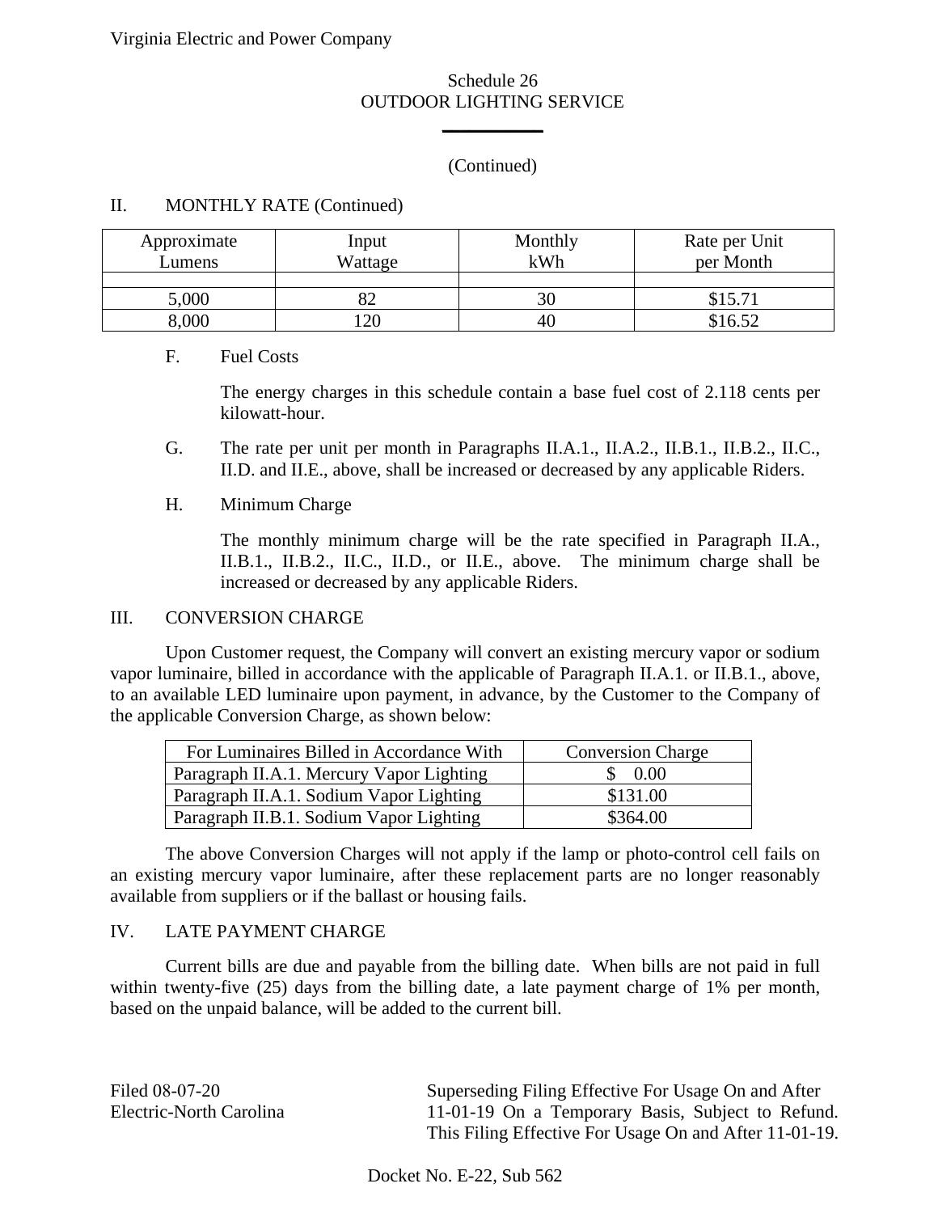Virginia Electric and Power Company

Schedule 26
OUTDOOR LIGHTING SERVICE

(Continued)

II. MONTHLY RATE (Continued)

| Approximate Lumens | Input Wattage | Monthly kWh | Rate per Unit per Month |
|---|---|---|---|
| | | | |
| 5,000 | 82 | 30 | $15.71 |
| 8,000 | 120 | 40 | $16.52 |

F. Fuel Costs

The energy charges in this schedule contain a base fuel cost of 2.118 cents per kilowatt-hour.

G. The rate per unit per month in Paragraphs II.A.1., II.A.2., II.B.1., II.B.2., II.C., II.D. and II.E., above, shall be increased or decreased by any applicable Riders.

H. Minimum Charge

The monthly minimum charge will be the rate specified in Paragraph II.A., II.B.1., II.B.2., II.C., II.D., or II.E., above. The minimum charge shall be increased or decreased by any applicable Riders.

III. CONVERSION CHARGE

Upon Customer request, the Company will convert an existing mercury vapor or sodium vapor luminaire, billed in accordance with the applicable of Paragraph II.A.1. or II.B.1., above, to an available LED luminaire upon payment, in advance, by the Customer to the Company of the applicable Conversion Charge, as shown below:

| For Luminaires Billed in Accordance With | Conversion Charge |
|---|---|
| Paragraph II.A.1. Mercury Vapor Lighting | $ 0.00 |
| Paragraph II.A.1. Sodium Vapor Lighting | $131.00 |
| Paragraph II.B.1. Sodium Vapor Lighting | $364.00 |

The above Conversion Charges will not apply if the lamp or photo-control cell fails on an existing mercury vapor luminaire, after these replacement parts are no longer reasonably available from suppliers or if the ballast or housing fails.

IV. LATE PAYMENT CHARGE

Current bills are due and payable from the billing date. When bills are not paid in full within twenty-five (25) days from the billing date, a late payment charge of 1% per month, based on the unpaid balance, will be added to the current bill.

Filed 08-07-20
Electric-North Carolina

Superseding Filing Effective For Usage On and After 11-01-19 On a Temporary Basis, Subject to Refund. This Filing Effective For Usage On and After 11-01-19.

Docket No. E-22, Sub 562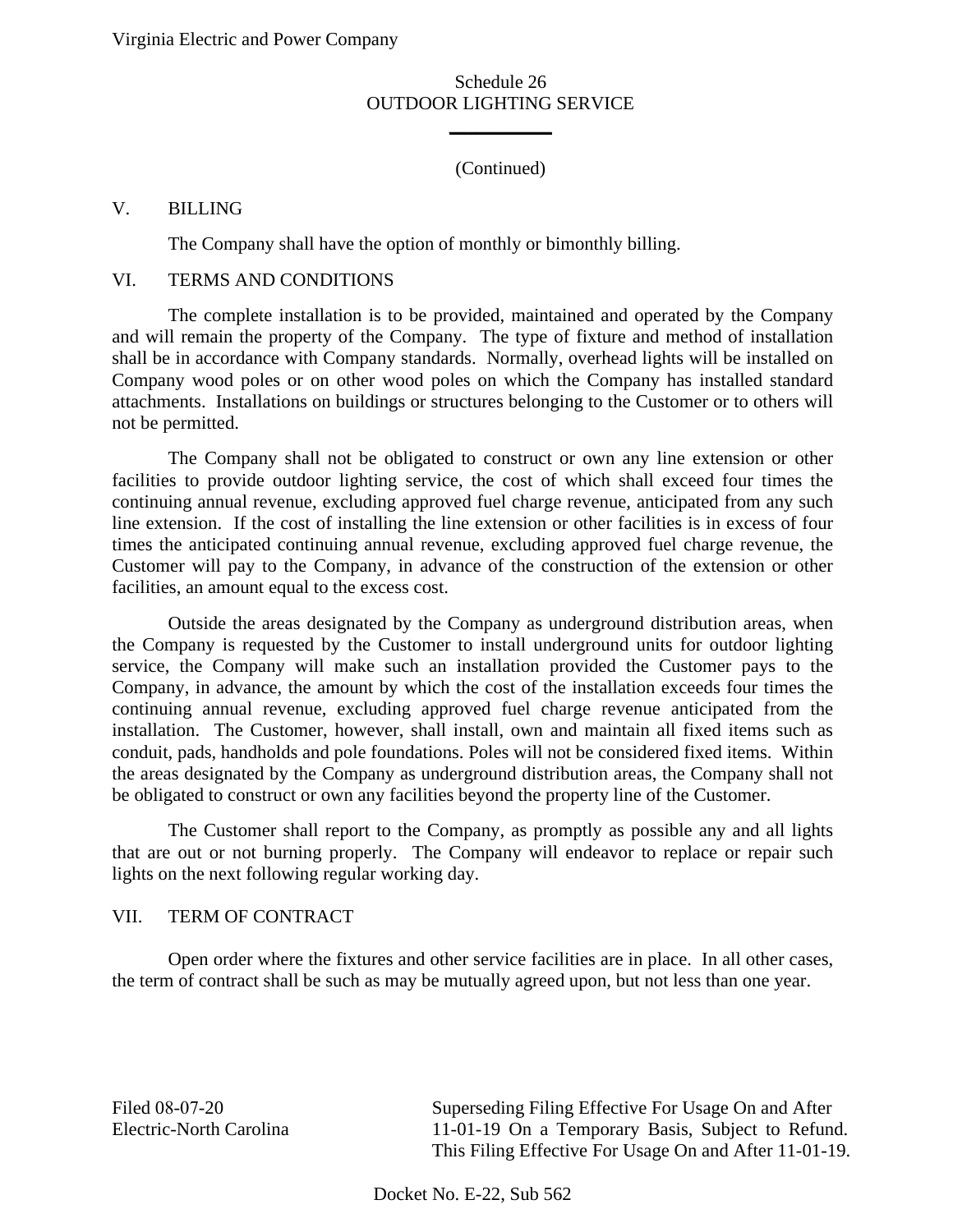Schedule 26
OUTDOOR LIGHTING SERVICE

(Continued)

## V. BILLING

The Company shall have the option of monthly or bimonthly billing.

## VI. TERMS AND CONDITIONS

The complete installation is to be provided, maintained and operated by the Company and will remain the property of the Company. The type of fixture and method of installation shall be in accordance with Company standards. Normally, overhead lights will be installed on Company wood poles or on other wood poles on which the Company has installed standard attachments. Installations on buildings or structures belonging to the Customer or to others will not be permitted.

The Company shall not be obligated to construct or own any line extension or other facilities to provide outdoor lighting service, the cost of which shall exceed four times the continuing annual revenue, excluding approved fuel charge revenue, anticipated from any such line extension. If the cost of installing the line extension or other facilities is in excess of four times the anticipated continuing annual revenue, excluding approved fuel charge revenue, the Customer will pay to the Company, in advance of the construction of the extension or other facilities, an amount equal to the excess cost.

Outside the areas designated by the Company as underground distribution areas, when the Company is requested by the Customer to install underground units for outdoor lighting service, the Company will make such an installation provided the Customer pays to the Company, in advance, the amount by which the cost of the installation exceeds four times the continuing annual revenue, excluding approved fuel charge revenue anticipated from the installation. The Customer, however, shall install, own and maintain all fixed items such as conduit, pads, handholds and pole foundations. Poles will not be considered fixed items. Within the areas designated by the Company as underground distribution areas, the Company shall not be obligated to construct or own any facilities beyond the property line of the Customer.

The Customer shall report to the Company, as promptly as possible any and all lights that are out or not burning properly. The Company will endeavor to replace or repair such lights on the next following regular working day.

## VII. TERM OF CONTRACT

Open order where the fixtures and other service facilities are in place. In all other cases, the term of contract shall be such as may be mutually agreed upon, but not less than one year.

Filed 08-07-20
Electric-North Carolina

Superseding Filing Effective For Usage On and After 11-01-19 On a Temporary Basis, Subject to Refund. This Filing Effective For Usage On and After 11-01-19.

Docket No. E-22, Sub 562